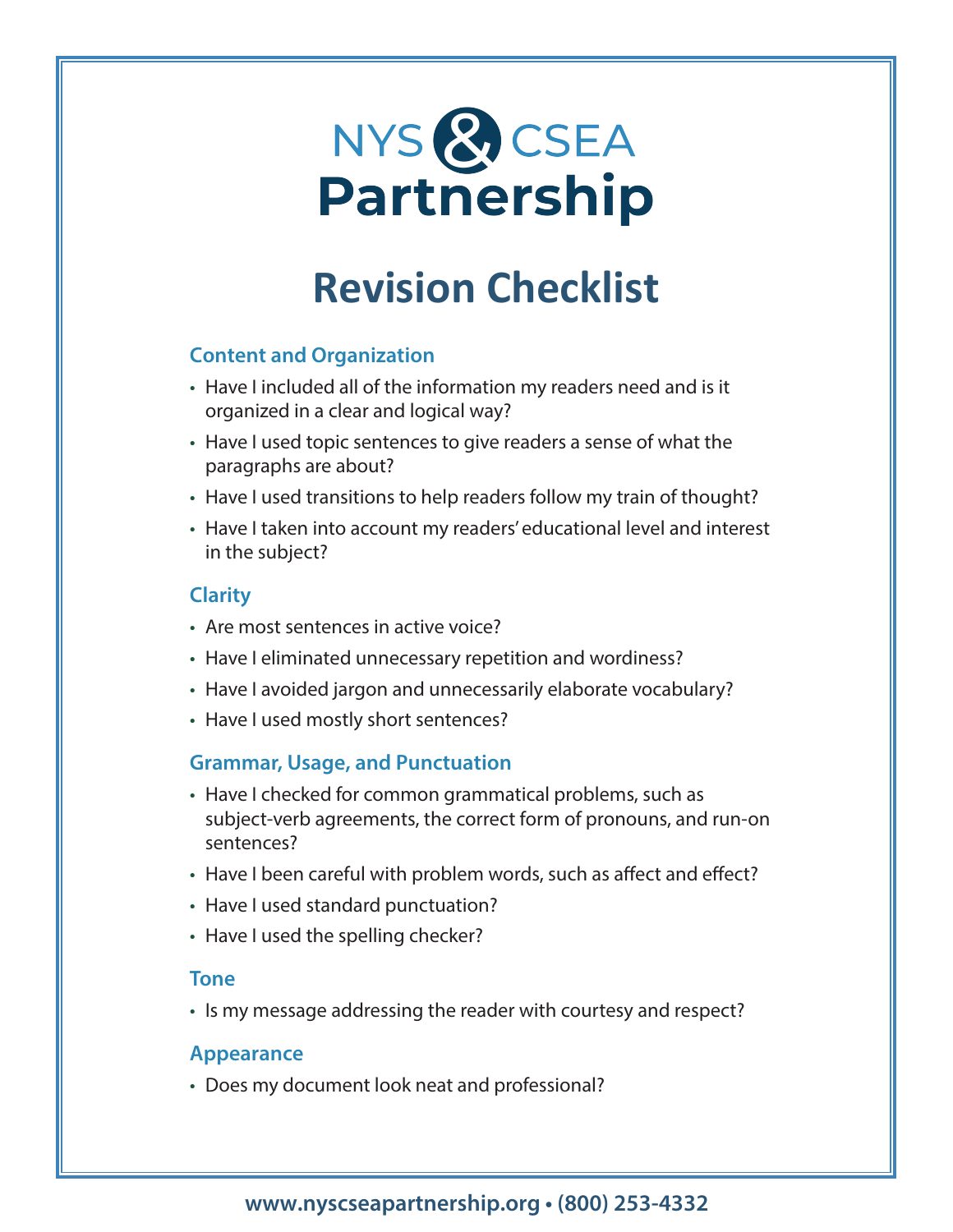NYS & CSEA

**Partnership**

# Revision Checklist

### Content and Organization

- Have I included all of the information my readers need and is it organized in a clear and logical way?
- Have I used topic sentences to give readers a sense of what the paragraphs are about?
- Have I used transitions to help readers follow my train of thought?
- Have I taken into account my readers' educational level and interest in the subject?

### Clarity

- Are most sentences in active voice?
- Have I eliminated unnecessary repetition and wordiness?
- Have I avoided jargon and unnecessarily elaborate vocabulary?
- Have I used mostly short sentences?

### Grammar, Usage, and Punctuation

- Have I checked for common grammatical problems, such as subject-verb agreements, the correct form of pronouns, and run-on sentences?
- Have I been careful with problem words, such as affect and effect?
- Have I used standard punctuation?
- Have I used the spelling checker?

### Tone

- Is my message addressing the reader with courtesy and respect?

### Appearance

- Does my document look neat and professional?

**www.nyscseapartnership.org • (800) 253-4332**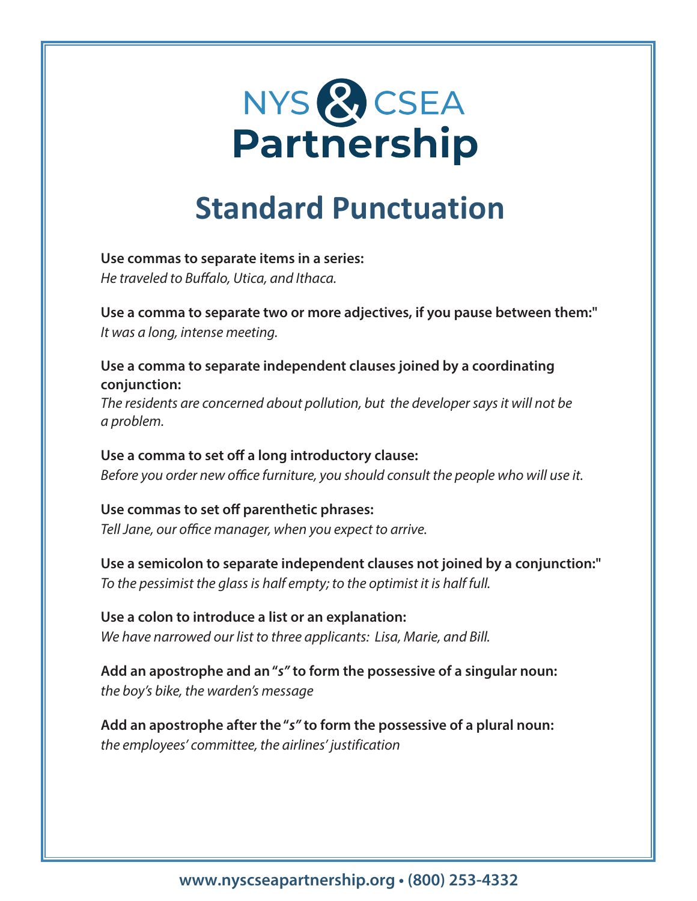NYS & CSEA
**Partnership**

# Standard Punctuation

**Use commas to separate items in a series:**
*He traveled to Buffalo, Utica, and Ithaca.*

**Use a comma to separate two or more adjectives, if you pause between them:"**
*It was a long, intense meeting.*

**Use a comma to separate independent clauses joined by a coordinating conjunction:**
*The residents are concerned about pollution, but the developer says it will not be a problem.*

**Use a comma to set off a long introductory clause:**
*Before you order new office furniture, you should consult the people who will use it.*

**Use commas to set off parenthetic phrases:**
*Tell Jane, our office manager, when you expect to arrive.*

**Use a semicolon to separate independent clauses not joined by a conjunction:"**
*To the pessimist the glass is half empty; to the optimist it is half full.*

**Use a colon to introduce a list or an explanation:**
*We have narrowed our list to three applicants: Lisa, Marie, and Bill.*

**Add an apostrophe and an "s" to form the possessive of a singular noun:**
*the boy's bike, the warden's message*

**Add an apostrophe after the "s" to form the possessive of a plural noun:**
*the employees' committee, the airlines' justification*

www.nyscseapartnership.org • (800) 253-4332